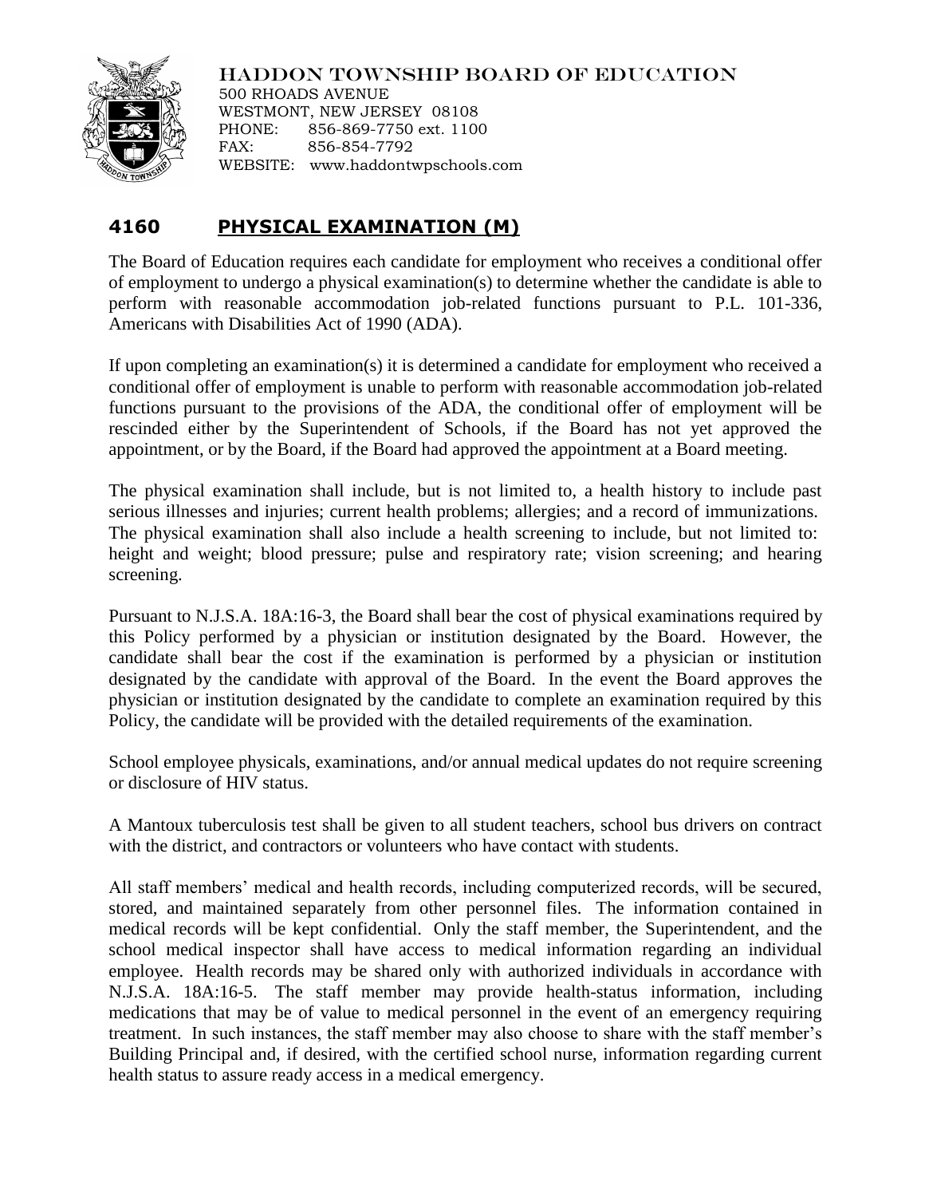HADDON TOWNSHIP BOARD OF EDUCATION
500 RHOADS AVENUE
WESTMONT, NEW JERSEY 08108
PHONE: 856-869-7750 ext. 1100
FAX: 856-854-7792
WEBSITE: www.haddontwpschools.com

# 4160 PHYSICAL EXAMINATION (M)

The Board of Education requires each candidate for employment who receives a conditional offer of employment to undergo a physical examination(s) to determine whether the candidate is able to perform with reasonable accommodation job-related functions pursuant to P.L. 101-336, Americans with Disabilities Act of 1990 (ADA).

If upon completing an examination(s) it is determined a candidate for employment who received a conditional offer of employment is unable to perform with reasonable accommodation job-related functions pursuant to the provisions of the ADA, the conditional offer of employment will be rescinded either by the Superintendent of Schools, if the Board has not yet approved the appointment, or by the Board, if the Board had approved the appointment at a Board meeting.

The physical examination shall include, but is not limited to, a health history to include past serious illnesses and injuries; current health problems; allergies; and a record of immunizations. The physical examination shall also include a health screening to include, but not limited to: height and weight; blood pressure; pulse and respiratory rate; vision screening; and hearing screening.

Pursuant to N.J.S.A. 18A:16-3, the Board shall bear the cost of physical examinations required by this Policy performed by a physician or institution designated by the Board. However, the candidate shall bear the cost if the examination is performed by a physician or institution designated by the candidate with approval of the Board. In the event the Board approves the physician or institution designated by the candidate to complete an examination required by this Policy, the candidate will be provided with the detailed requirements of the examination.

School employee physicals, examinations, and/or annual medical updates do not require screening or disclosure of HIV status.

A Mantoux tuberculosis test shall be given to all student teachers, school bus drivers on contract with the district, and contractors or volunteers who have contact with students.

All staff members' medical and health records, including computerized records, will be secured, stored, and maintained separately from other personnel files. The information contained in medical records will be kept confidential. Only the staff member, the Superintendent, and the school medical inspector shall have access to medical information regarding an individual employee. Health records may be shared only with authorized individuals in accordance with N.J.S.A. 18A:16-5. The staff member may provide health-status information, including medications that may be of value to medical personnel in the event of an emergency requiring treatment. In such instances, the staff member may also choose to share with the staff member's Building Principal and, if desired, with the certified school nurse, information regarding current health status to assure ready access in a medical emergency.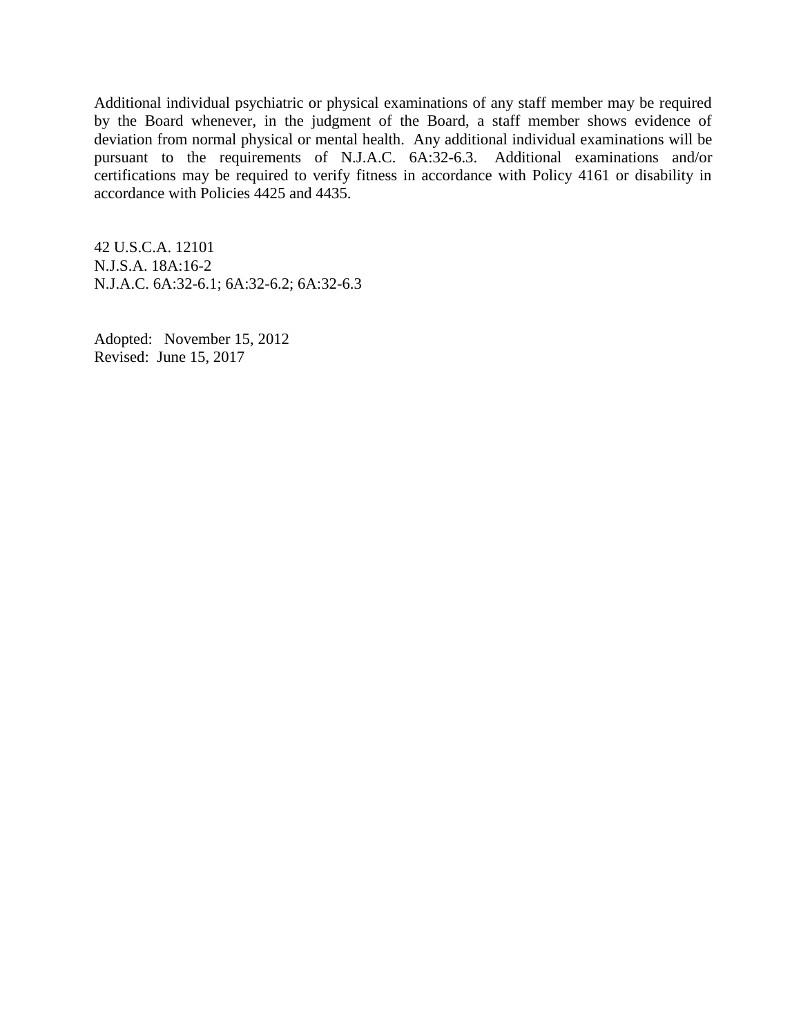Additional individual psychiatric or physical examinations of any staff member may be required by the Board whenever, in the judgment of the Board, a staff member shows evidence of deviation from normal physical or mental health. Any additional individual examinations will be pursuant to the requirements of N.J.A.C. 6A:32-6.3. Additional examinations and/or certifications may be required to verify fitness in accordance with Policy 4161 or disability in accordance with Policies 4425 and 4435.

42 U.S.C.A. 12101
N.J.S.A. 18A:16-2
N.J.A.C. 6A:32-6.1; 6A:32-6.2; 6A:32-6.3

Adopted: November 15, 2012
Revised: June 15, 2017